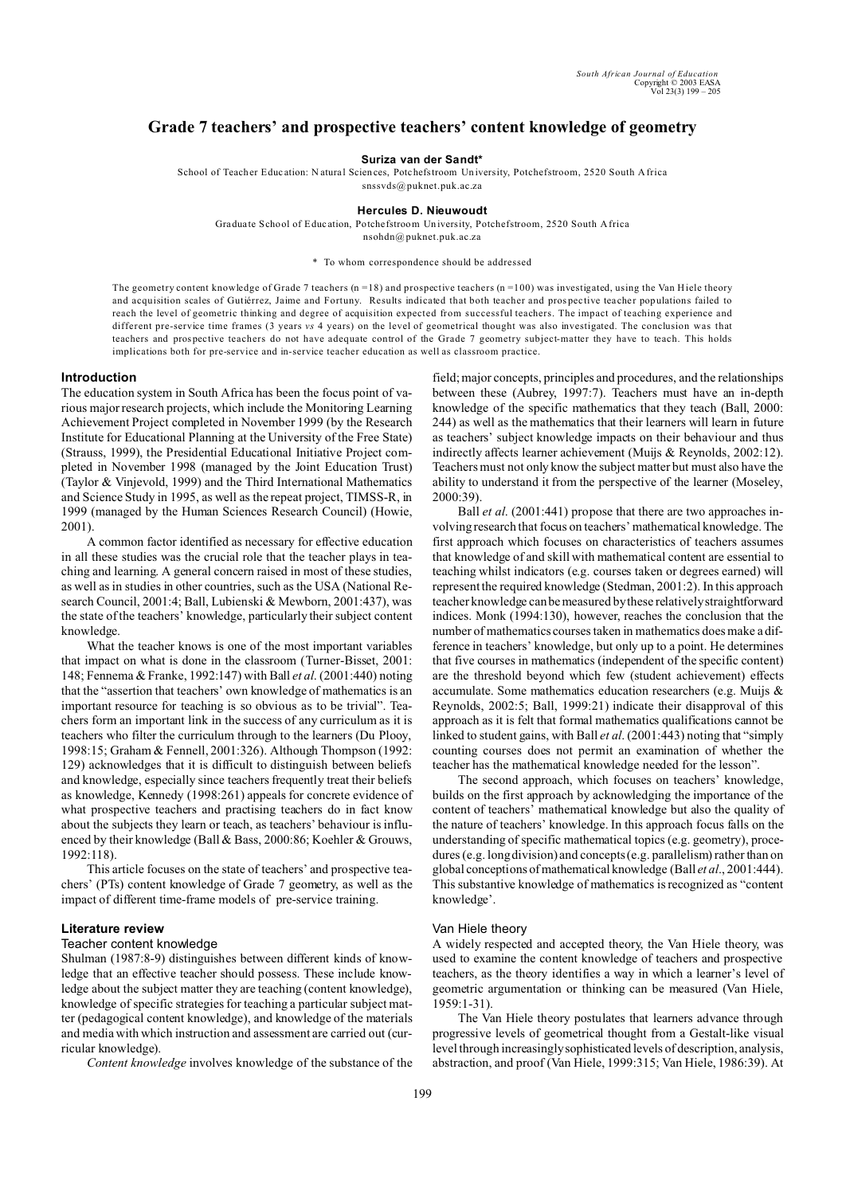# Grade 7 teachers' and prospective teachers' content knowledge of geometry

**Suriza van der Sandt***

School of Teacher Education: Natural Sciences, Potchefstroom University, Potchefstroom, 2520 South Africa
snssvds@puknet.puk.ac.za

**Hercules D. Nieuwoudt**

Graduate School of Education, Potchefstroom University, Potchefstroom, 2520 South Africa
nsohdn@puknet.puk.ac.za

\* To whom correspondence should be addressed

The geometry content knowledge of Grade 7 teachers (n =18) and prospective teachers (n =100) was investigated, using the Van Hiele theory and acquisition scales of Gutiérrez, Jaime and Fortuny. Results indicated that both teacher and prospective teacher populations failed to reach the level of geometric thinking and degree of acquisition expected from successful teachers. The impact of teaching experience and different pre-service time frames (3 years *vs* 4 years) on the level of geometrical thought was also investigated. The conclusion was that teachers and prospective teachers do not have adequate control of the Grade 7 geometry subject-matter they have to teach. This holds implications both for pre-service and in-service teacher education as well as classroom practice.

## Introduction

The education system in South Africa has been the focus point of various major research projects, which include the Monitoring Learning Achievement Project completed in November 1999 (by the Research Institute for Educational Planning at the University of the Free State) (Strauss, 1999), the Presidential Educational Initiative Project completed in November 1998 (managed by the Joint Education Trust) (Taylor & Vinjevold, 1999) and the Third International Mathematics and Science Study in 1995, as well as the repeat project, TIMSS-R, in 1999 (managed by the Human Sciences Research Council) (Howie, 2001).

A common factor identified as necessary for effective education in all these studies was the crucial role that the teacher plays in teaching and learning. A general concern raised in most of these studies, as well as in studies in other countries, such as the USA (National Research Council, 2001:4; Ball, Lubienski & Mewborn, 2001:437), was the state of the teachers' knowledge, particularly their subject content knowledge.

What the teacher knows is one of the most important variables that impact on what is done in the classroom (Turner-Bisset, 2001: 148; Fennema & Franke, 1992:147) with Ball *et al*. (2001:440) noting that the "assertion that teachers' own knowledge of mathematics is an important resource for teaching is so obvious as to be trivial". Teachers form an important link in the success of any curriculum as it is teachers who filter the curriculum through to the learners (Du Plooy, 1998:15; Graham & Fennell, 2001:326). Although Thompson (1992: 129) acknowledges that it is difficult to distinguish between beliefs and knowledge, especially since teachers frequently treat their beliefs as knowledge, Kennedy (1998:261) appeals for concrete evidence of what prospective teachers and practising teachers do in fact know about the subjects they learn or teach, as teachers' behaviour is influenced by their knowledge (Ball & Bass, 2000:86; Koehler & Grouws, 1992:118).

This article focuses on the state of teachers' and prospective teachers' (PTs) content knowledge of Grade 7 geometry, as well as the impact of different time-frame models of pre-service training.

## Literature review

### Teacher content knowledge

Shulman (1987:8-9) distinguishes between different kinds of knowledge that an effective teacher should possess. These include knowledge about the subject matter they are teaching (content knowledge), knowledge of specific strategies for teaching a particular subject matter (pedagogical content knowledge), and knowledge of the materials and media with which instruction and assessment are carried out (curricular knowledge).

*Content knowledge* involves knowledge of the substance of the field; major concepts, principles and procedures, and the relationships between these (Aubrey, 1997:7). Teachers must have an in-depth knowledge of the specific mathematics that they teach (Ball, 2000: 244) as well as the mathematics that their learners will learn in future as teachers' subject knowledge impacts on their behaviour and thus indirectly affects learner achievement (Muijs & Reynolds, 2002:12). Teachers must not only know the subject matter but must also have the ability to understand it from the perspective of the learner (Moseley, 2000:39).

Ball *et al*. (2001:441) propose that there are two approaches involving research that focus on teachers' mathematical knowledge. The first approach which focuses on characteristics of teachers assumes that knowledge of and skill with mathematical content are essential to teaching whilst indicators (e.g. courses taken or degrees earned) will represent the required knowledge (Stedman, 2001:2). In this approach teacher knowledge can be measured by these relatively straightforward indices. Monk (1994:130), however, reaches the conclusion that the number of mathematics courses taken in mathematics does make a difference in teachers' knowledge, but only up to a point. He determines that five courses in mathematics (independent of the specific content) are the threshold beyond which few (student achievement) effects accumulate. Some mathematics education researchers (e.g. Muijs & Reynolds, 2002:5; Ball, 1999:21) indicate their disapproval of this approach as it is felt that formal mathematics qualifications cannot be linked to student gains, with Ball *et al*. (2001:443) noting that "simply counting courses does not permit an examination of whether the teacher has the mathematical knowledge needed for the lesson".

The second approach, which focuses on teachers' knowledge, builds on the first approach by acknowledging the importance of the content of teachers' mathematical knowledge but also the quality of the nature of teachers' knowledge. In this approach focus falls on the understanding of specific mathematical topics (e.g. geometry), procedures (e.g. long division) and concepts (e.g. parallelism) rather than on global conceptions of mathematical knowledge (Ball *et al*., 2001:444). This substantive knowledge of mathematics is recognized as "content knowledge".

### Van Hiele theory

A widely respected and accepted theory, the Van Hiele theory, was used to examine the content knowledge of teachers and prospective teachers, as the theory identifies a way in which a learner's level of geometric argumentation or thinking can be measured (Van Hiele, 1959:1-31).

The Van Hiele theory postulates that learners advance through progressive levels of geometrical thought from a Gestalt-like visual level through increasingly sophisticated levels of description, analysis, abstraction, and proof (Van Hiele, 1999:315; Van Hiele, 1986:39). At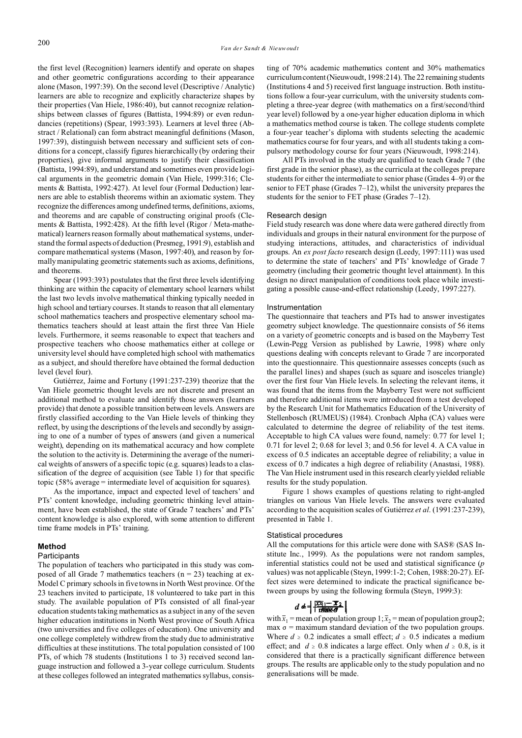the first level (Recognition) learners identify and operate on shapes and other geometric configurations according to their appearance alone (Mason, 1997:39). On the second level (Descriptive / Analytic) learners are able to recognize and explicitly characterize shapes by their properties (Van Hiele, 1986:40), but cannot recognize relationships between classes of figures (Battista, 1994:89) or even redundancies (repetitions) (Spear, 1993:393). Learners at level three (Abstract / Relational) can form abstract meaningful definitions (Mason, 1997:39), distinguish between necessary and sufficient sets of conditions for a concept, classify figures hierarchically (by ordering their properties), give informal arguments to justify their classification (Battista, 1994:89), and understand and sometimes even provide logical arguments in the geometric domain (Van Hiele, 1999:316; Clements & Battista, 1992:427). At level four (Formal Deduction) learners are able to establish theorems within an axiomatic system. They recognize the differences among undefined terms, definitions, axioms, and theorems and are capable of constructing original proofs (Clements & Battista, 1992:428). At the fifth level (Rigor / Meta-mathematical) learners reason formally about mathematical systems, understand the formal aspects of deduction (Presmeg, 1991:9), establish and compare mathematical systems (Mason, 1997:40), and reason by formally manipulating geometric statements such as axioms, definitions, and theorems.

Spear (1993:393) postulates that the first three levels identifying thinking are within the capacity of elementary school learners whilst the last two levels involve mathematical thinking typically needed in high school and tertiary courses. It stands to reason that all elementary school mathematics teachers and prospective elementary school mathematics teachers should at least attain the first three Van Hiele levels. Furthermore, it seems reasonable to expect that teachers and prospective teachers who choose mathematics either at college or university level should have completed high school with mathematics as a subject, and should therefore have obtained the formal deduction level (level four).

Gutiérrez, Jaime and Fortuny (1991:237-239) theorize that the Van Hiele geometric thought levels are not discrete and present an additional method to evaluate and identify those answers (learners provide) that denote a possible transition between levels. Answers are firstly classified according to the Van Hiele levels of thinking they reflect, by using the descriptions of the levels and secondly by assigning to one of a number of types of answers (and given a numerical weight), depending on its mathematical accuracy and how complete the solution to the activity is. Determining the average of the numerical weights of answers of a specific topic (e.g. squares) leads to a classification of the degree of acquisition (see Table 1) for that specific topic (58% average = intermediate level of acquisition for squares).

As the importance, impact and expected level of teachers' and PTs' content knowledge, including geometric thinking level attainment, have been established, the state of Grade 7 teachers' and PTs' content knowledge is also explored, with some attention to different time frame models in PTs' training.

## Method

### Participants

The population of teachers who participated in this study was composed of all Grade 7 mathematics teachers ($n = 23$) teaching at ex-Model C primary schools in five towns in North West province. Of the 23 teachers invited to participate, 18 volunteered to take part in this study. The available population of PTs consisted of all final-year education students taking mathematics as a subject in any of the seven higher education institutions in North West province of South Africa (two universities and five colleges of education). One university and one college completely withdrew from the study due to administrative difficulties at these institutions. The total population consisted of 100 PTs, of which 78 students (Institutions 1 to 3) received second language instruction and followed a 3-year college curriculum. Students at these colleges followed an integrated mathematics syllabus, consisting of 70% academic mathematics content and 30% mathematics curriculum content (Nieuwoudt, 1998:214). The 22 remaining students (Institutions 4 and 5) received first language instruction. Both institutions follow a four-year curriculum, with the university students completing a three-year degree (with mathematics on a first/second/third year level) followed by a one-year higher education diploma in which a mathematics method course is taken. The college students complete a four-year teacher's diploma with students selecting the academic mathematics course for four years, and with all students taking a compulsory methodology course for four years (Nieuwoudt, 1998:214).

All PTs involved in the study are qualified to teach Grade 7 (the first grade in the senior phase), as the curricula at the colleges prepare students for either the intermediate to senior phase (Grades 4–9) or the senior to FET phase (Grades 7–12), whilst the university prepares the students for the senior to FET phase (Grades 7–12).

### Research design

Field study research was done where data were gathered directly from individuals and groups in their natural environment for the purpose of studying interactions, attitudes, and characteristics of individual groups. An *ex post facto* research design (Leedy, 1997:111) was used to determine the state of teachers' and PTs' knowledge of Grade 7 geometry (including their geometric thought level attainment). In this design no direct manipulation of conditions took place while investigating a possible cause-and-effect relationship (Leedy, 1997:227).

### Instrumentation

The questionnaire that teachers and PTs had to answer investigates geometry subject knowledge. The questionnaire consists of 56 items on a variety of geometric concepts and is based on the Mayberry Test (Lewin-Pegg Version as published by Lawrie, 1998) where only questions dealing with concepts relevant to Grade 7 are incorporated into the questionnaire. This questionnaire assesses concepts (such as the parallel lines) and shapes (such as square and isosceles triangle) over the first four Van Hiele levels. In selecting the relevant items, it was found that the items from the Mayberry Test were not sufficient and therefore additional items were introduced from a test developed by the Research Unit for Mathematics Education of the University of Stellenbosch (RUMEUS) (1984). Cronbach Alpha (CA) values were calculated to determine the degree of reliability of the test items. Acceptable to high CA values were found, namely: 0.77 for level 1; 0.71 for level 2; 0.68 for level 3; and 0.56 for level 4. A CA value in excess of 0.5 indicates an acceptable degree of reliability; a value in excess of 0.7 indicates a high degree of reliability (Anastasi, 1988). The Van Hiele instrument used in this research clearly yielded reliable results for the study population.

Figure 1 shows examples of questions relating to right-angled triangles on various Van Hiele levels. The answers were evaluated according to the acquisition scales of Gutiérrez *et al*. (1991:237-239), presented in Table 1.

### Statistical procedures

All the computations for this article were done with SAS® (SAS Institute Inc., 1999). As the populations were not random samples, inferential statistics could not be used and statistical significance ($p$ values) was not applicable (Steyn, 1999:1-2; Cohen, 1988:20-27). Effect sizes were determined to indicate the practical significance between groups by using the following formula (Steyn, 1999:3):

$$d = \frac{|\bar{x}_1 - \bar{x}_2|}{\max \sigma}$$

with $\bar{x}_1$ = mean of population group 1; $\bar{x}_2$ = mean of population group2; max $\sigma$ = maximum standard deviation of the two population groups. Where $d \geq 0.2$ indicates a small effect; $d \geq 0.5$ indicates a medium effect; and $d \geq 0.8$ indicates a large effect. Only when $d \geq 0.8$, is it considered that there is a practically significant difference between groups. The results are applicable only to the study population and no generalisations will be made.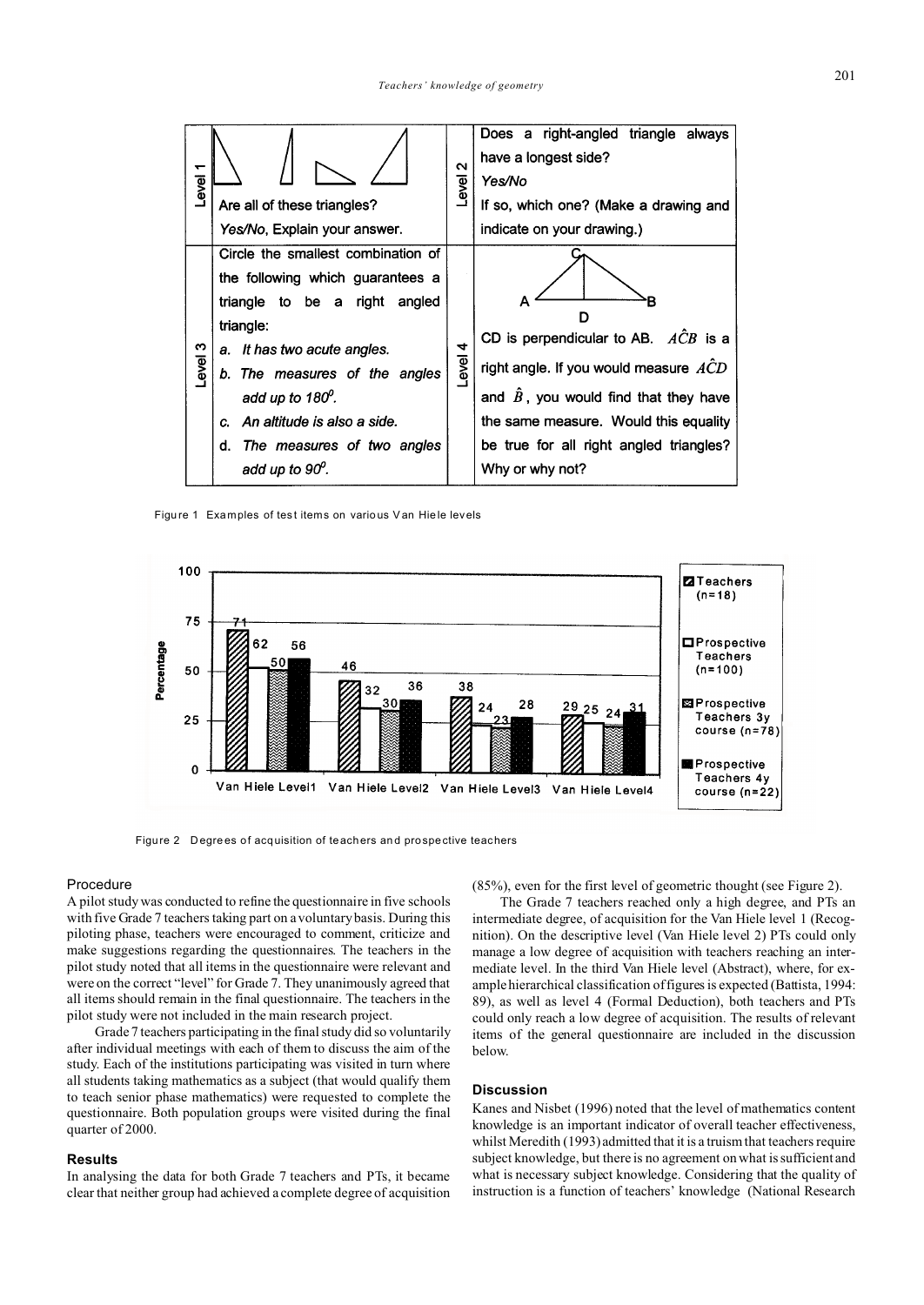| Level 1 | | Level 2 | |
|---|---|---|---|
| Level 1 | [triangle drawings] Are all of these triangles? *Yes/No*, Explain your answer. | Level 2 | Does a right-angled triangle always have a longest side? *Yes/No* If so, which one? (Make a drawing and indicate on your drawing.) |
| Level 3 | Circle the smallest combination of the following which guarantees a triangle to be a right angled triangle: *a. It has two acute angles.* *b. The measures of the angles add up to 180⁰.* *c. An altitude is also a side.* *d. The measures of two angles add up to 90⁰.* | Level 4 | [figure: triangle ACB with CD perpendicular to AB] CD is perpendicular to AB. $A\hat{C}B$ is a right angle. If you would measure $A\hat{C}D$ and $\hat{B}$, you would find that they have the same measure. Would this equality be true for all right angled triangles? Why or why not? |

Figure 1 Examples of test items on various Van Hiele levels

| | Teachers (n=18) | Prospective Teachers (n=100) | Prospective Teachers 3y course (n=78) | Prospective Teachers 4y course (n=22) |
|---|---|---|---|---|
| Van Hiele Level1 | 71 | 50 | 62 | 56 |
| Van Hiele Level2 | 46 | 32 | 30 | 36 |
| Van Hiele Level3 | 38 | 24 | 23 | 28 |
| Van Hiele Level4 | 29 | 25 | 24 | 31 |

Figure 2 Degrees of acquisition of teachers and prospective teachers

## Procedure

A pilot study was conducted to refine the questionnaire in five schools with five Grade 7 teachers taking part on a voluntary basis. During this piloting phase, teachers were encouraged to comment, criticize and make suggestions regarding the questionnaires. The teachers in the pilot study noted that all items in the questionnaire were relevant and were on the correct "level" for Grade 7. They unanimously agreed that all items should remain in the final questionnaire. The teachers in the pilot study were not included in the main research project.

Grade 7 teachers participating in the final study did so voluntarily after individual meetings with each of them to discuss the aim of the study. Each of the institutions participating was visited in turn where all students taking mathematics as a subject (that would qualify them to teach senior phase mathematics) were requested to complete the questionnaire. Both population groups were visited during the final quarter of 2000.

### Results

In analysing the data for both Grade 7 teachers and PTs, it became clear that neither group had achieved a complete degree of acquisition (85%), even for the first level of geometric thought (see Figure 2).

The Grade 7 teachers reached only a high degree, and PTs an intermediate degree, of acquisition for the Van Hiele level 1 (Recognition). On the descriptive level (Van Hiele level 2) PTs could only manage a low degree of acquisition with teachers reaching an intermediate level. In the third Van Hiele level (Abstract), where, for example hierarchical classification of figures is expected (Battista, 1994: 89), as well as level 4 (Formal Deduction), both teachers and PTs could only reach a low degree of acquisition. The results of relevant items of the general questionnaire are included in the discussion below.

### Discussion

Kanes and Nisbet (1996) noted that the level of mathematics content knowledge is an important indicator of overall teacher effectiveness, whilst Meredith (1993) admitted that it is a truism that teachers require subject knowledge, but there is no agreement on what is sufficient and what is necessary subject knowledge. Considering that the quality of instruction is a function of teachers' knowledge (National Research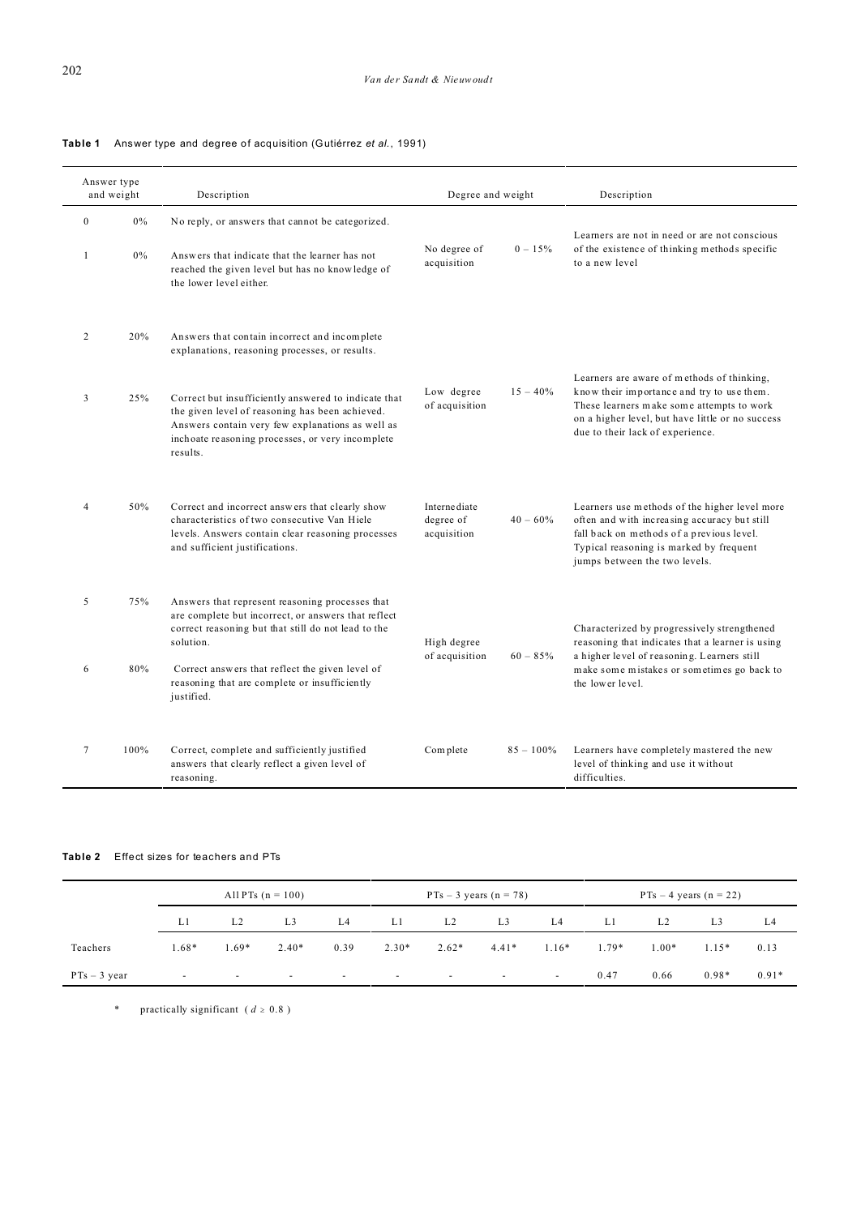**Table 1** Answer type and degree of acquisition (Gutiérrez *et al.*, 1991)

| Answer type and weight | | Description | Degree and weight | | Description |
|---|---|---|---|---|---|
| 0 | 0% | No reply, or answers that cannot be categorized. | No degree of acquisition | 0 – 15% | Learners are not in need or are not conscious of the existence of thinking methods specific to a new level |
| 1 | 0% | Answers that indicate that the learner has not reached the given level but has no knowledge of the lower level either. | | | |
| 2 | 20% | Answers that contain incorrect and incomplete explanations, reasoning processes, or results. | Low degree of acquisition | 15 – 40% | Learners are aware of methods of thinking, know their importance and try to use them. These learners make some attempts to work on a higher level, but have little or no success due to their lack of experience. |
| 3 | 25% | Correct but insufficiently answered to indicate that the given level of reasoning has been achieved. Answers contain very few explanations as well as inchoate reasoning processes, or very incomplete results. | | | |
| 4 | 50% | Correct and incorrect answers that clearly show characteristics of two consecutive Van Hiele levels. Answers contain clear reasoning processes and sufficient justifications. | Intermediate degree of acquisition | 40 – 60% | Learners use methods of the higher level more often and with increasing accuracy but still fall back on methods of a previous level. Typical reasoning is marked by frequent jumps between the two levels. |
| 5 | 75% | Answers that represent reasoning processes that are complete but incorrect, or answers that reflect correct reasoning but that still do not lead to the solution. | High degree of acquisition | 60 – 85% | Characterized by progressively strengthened reasoning that indicates that a learner is using a higher level of reasoning. Learners still make some mistakes or sometimes go back to the lower level. |
| 6 | 80% | Correct answers that reflect the given level of reasoning that are complete or insufficiently justified. | | | |
| 7 | 100% | Correct, complete and sufficiently justified answers that clearly reflect a given level of reasoning. | Complete | 85 – 100% | Learners have completely mastered the new level of thinking and use it without difficulties. |

**Table 2** Effect sizes for teachers and PTs

| | All PTs (n = 100) | | | | PTs – 3 years (n = 78) | | | | PTs – 4 years (n = 22) | | | |
|---|---|---|---|---|---|---|---|---|---|---|---|---|
| | L1 | L2 | L3 | L4 | L1 | L2 | L3 | L4 | L1 | L2 | L3 | L4 |
| Teachers | 1.68* | 1.69* | 2.40* | 0.39 | 2.30* | 2.62* | 4.41* | 1.16* | 1.79* | 1.00* | 1.15* | 0.13 |
| PTs – 3 year | - | - | - | - | - | - | - | - | 0.47 | 0.66 | 0.98* | 0.91* |

\* practically significant ( $d \geq 0.8$ )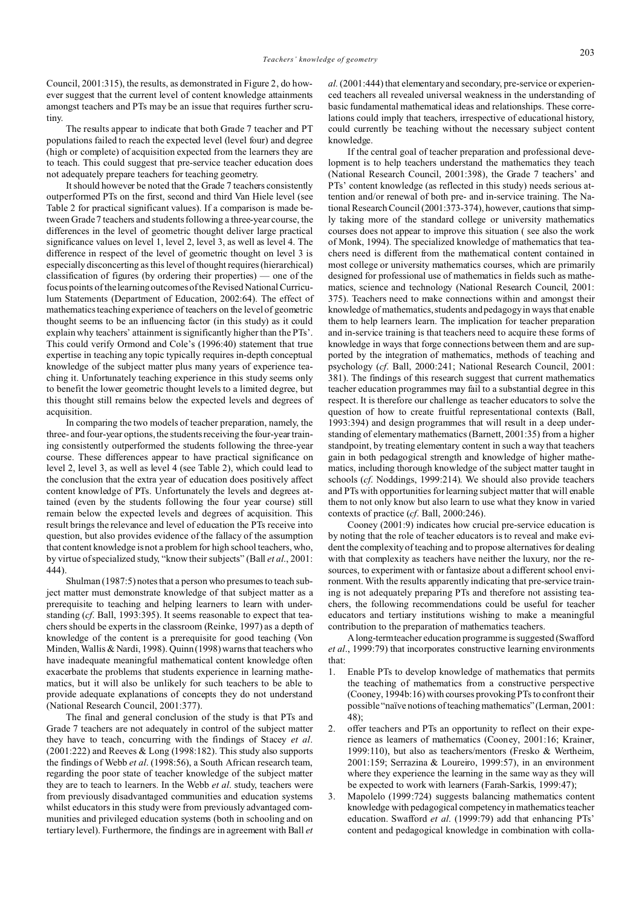Council, 2001:315), the results, as demonstrated in Figure 2, do however suggest that the current level of content knowledge attainments amongst teachers and PTs may be an issue that requires further scrutiny.

The results appear to indicate that both Grade 7 teacher and PT populations failed to reach the expected level (level four) and degree (high or complete) of acquisition expected from the learners they are to teach. This could suggest that pre-service teacher education does not adequately prepare teachers for teaching geometry.

It should however be noted that the Grade 7 teachers consistently outperformed PTs on the first, second and third Van Hiele level (see Table 2 for practical significant values). If a comparison is made between Grade 7 teachers and students following a three-year course, the differences in the level of geometric thought deliver large practical significance values on level 1, level 2, level 3, as well as level 4. The difference in respect of the level of geometric thought on level 3 is especially disconcerting as this level of thought requires (hierarchical) classification of figures (by ordering their properties) — one of the focus points of the learning outcomes of the Revised National Curriculum Statements (Department of Education, 2002:64). The effect of mathematics teaching experience of teachers on the level of geometric thought seems to be an influencing factor (in this study) as it could explain why teachers' attainment is significantly higher than the PTs'. This could verify Ormond and Cole's (1996:40) statement that true expertise in teaching any topic typically requires in-depth conceptual knowledge of the subject matter plus many years of experience teaching it. Unfortunately teaching experience in this study seems only to benefit the lower geometric thought levels to a limited degree, but this thought still remains below the expected levels and degrees of acquisition.

In comparing the two models of teacher preparation, namely, the three- and four-year options, the students receiving the four-year training consistently outperformed the students following the three-year course. These differences appear to have practical significance on level 2, level 3, as well as level 4 (see Table 2), which could lead to the conclusion that the extra year of education does positively affect content knowledge of PTs. Unfortunately the levels and degrees attained (even by the students following the four year course) still remain below the expected levels and degrees of acquisition. This result brings the relevance and level of education the PTs receive into question, but also provides evidence of the fallacy of the assumption that content knowledge is not a problem for high school teachers, who, by virtue of specialized study, "know their subjects" (Ball *et al*., 2001: 444).

Shulman (1987:5) notes that a person who presumes to teach subject matter must demonstrate knowledge of that subject matter as a prerequisite to teaching and helping learners to learn with understanding (*cf*. Ball, 1993:395). It seems reasonable to expect that teachers should be experts in the classroom (Reinke, 1997) as a depth of knowledge of the content is a prerequisite for good teaching (Von Minden, Wallis & Nardi, 1998). Quinn (1998) warns that teachers who have inadequate meaningful mathematical content knowledge often exacerbate the problems that students experience in learning mathematics, but it will also be unlikely for such teachers to be able to provide adequate explanations of concepts they do not understand (National Research Council, 2001:377).

The final and general conclusion of the study is that PTs and Grade 7 teachers are not adequately in control of the subject matter they have to teach, concurring with the findings of Stacey *et al*. (2001:222) and Reeves & Long (1998:182). This study also supports the findings of Webb *et al*. (1998:56), a South African research team, regarding the poor state of teacher knowledge of the subject matter they are to teach to learners. In the Webb *et al*. study, teachers were from previously disadvantaged communities and education systems whilst educators in this study were from previously advantaged communities and privileged education systems (both in schooling and on tertiary level). Furthermore, the findings are in agreement with Ball *et al*. (2001:444) that elementary and secondary, pre-service or experienced teachers all revealed universal weakness in the understanding of basic fundamental mathematical ideas and relationships. These correlations could imply that teachers, irrespective of educational history, could currently be teaching without the necessary subject content knowledge.

If the central goal of teacher preparation and professional development is to help teachers understand the mathematics they teach (National Research Council, 2001:398), the Grade 7 teachers' and PTs' content knowledge (as reflected in this study) needs serious attention and/or renewal of both pre- and in-service training. The National Research Council (2001:373-374), however, cautions that simply taking more of the standard college or university mathematics courses does not appear to improve this situation ( see also the work of Monk, 1994). The specialized knowledge of mathematics that teachers need is different from the mathematical content contained in most college or university mathematics courses, which are primarily designed for professional use of mathematics in fields such as mathematics, science and technology (National Research Council, 2001: 375). Teachers need to make connections within and amongst their knowledge of mathematics, students and pedagogy in ways that enable them to help learners learn. The implication for teacher preparation and in-service training is that teachers need to acquire these forms of knowledge in ways that forge connections between them and are supported by the integration of mathematics, methods of teaching and psychology (*cf*. Ball, 2000:241; National Research Council, 2001: 381). The findings of this research suggest that current mathematics teacher education programmes may fail to a substantial degree in this respect. It is therefore our challenge as teacher educators to solve the question of how to create fruitful representational contexts (Ball, 1993:394) and design programmes that will result in a deep understanding of elementary mathematics (Barnett, 2001:35) from a higher standpoint, by treating elementary content in such a way that teachers gain in both pedagogical strength and knowledge of higher mathematics, including thorough knowledge of the subject matter taught in schools (*cf*. Noddings, 1999:214). We should also provide teachers and PTs with opportunities for learning subject matter that will enable them to not only know but also learn to use what they know in varied contexts of practice (*cf*. Ball, 2000:246).

Cooney (2001:9) indicates how crucial pre-service education is by noting that the role of teacher educators is to reveal and make evident the complexity of teaching and to propose alternatives for dealing with that complexity as teachers have neither the luxury, nor the resources, to experiment with or fantasize about a different school environment. With the results apparently indicating that pre-service training is not adequately preparing PTs and therefore not assisting teachers, the following recommendations could be useful for teacher educators and tertiary institutions wishing to make a meaningful contribution to the preparation of mathematics teachers.

A long-term teacher education programme is suggested (Swafford *et al*., 1999:79) that incorporates constructive learning environments that:

1. Enable PTs to develop knowledge of mathematics that permits the teaching of mathematics from a constructive perspective (Cooney, 1994b:16) with courses provoking PTs to confront their possible "naïve notions of teaching mathematics" (Lerman, 2001: 48);
2. offer teachers and PTs an opportunity to reflect on their experience as learners of mathematics (Cooney, 2001:16; Krainer, 1999:110), but also as teachers/mentors (Fresko & Wertheim, 2001:159; Serrazina & Loureiro, 1999:57), in an environment where they experience the learning in the same way as they will be expected to work with learners (Farah-Sarkis, 1999:47);
3. Mapolelo (1999:724) suggests balancing mathematics content knowledge with pedagogical competency in mathematics teacher education. Swafford *et al*. (1999:79) add that enhancing PTs' content and pedagogical knowledge in combination with colla-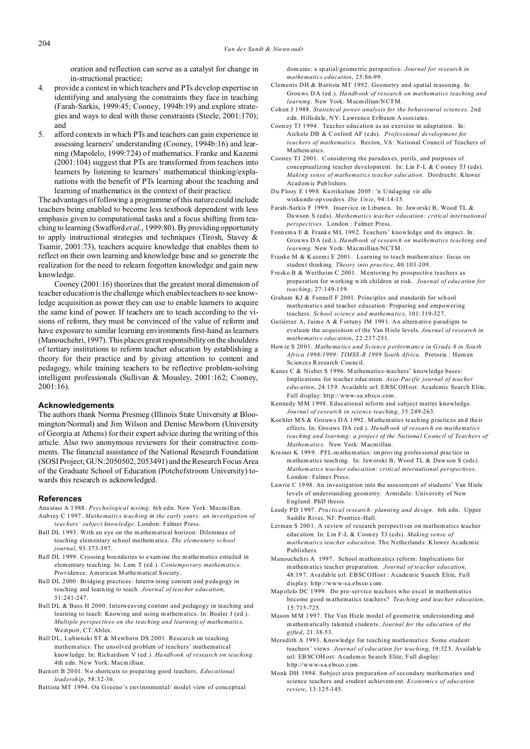oration and reflection can serve as a catalyst for change in in-structional practice;

4. provide a context in which teachers and PTs develop expertise in identifying and analysing the constraints they face in teaching (Farah-Sarkis, 1999:45; Cooney, 1994b:19) and explore strategies and ways to deal with those constraints (Steele, 2001:170); and
5. afford contexts in which PTs and teachers can gain experience in assessing learners' understanding (Cooney, 1994b:16) and learning (Mapolelo, 1999:724) of mathematics. Franke and Kazemi (2001:104) suggest that PTs are transformed from teachers into learners by listening to learners' mathematical thinking/explanations with the benefit of PTs learning about the teaching and learning of mathematics in the context of their practice.

The advantages of following a programme of this nature could include teachers being enabled to become less textbook dependent with less emphasis given to computational tasks and a focus shifting from teaching to learning (Swafford *et al*., 1999:80). By providing opportunity to apply instructional strategies and techniques (Tirosh, Stavey & Tsamir, 2001:73), teachers acquire knowledge that enables them to reflect on their own learning and knowledge base and so generate the realization for the need to relearn forgotten knowledge and gain new knowledge.

Cooney (2001:16) theorizes that the greatest moral dimension of teacher education is the challenge which enables teachers to see knowledge acquisition as power they can use to enable learners to acquire the same kind of power. If teachers are to teach according to the visions of reform, they must be convinced of the value of reform and have exposure to similar learning environments first-hand as learners (Manouchehri, 1997). This places great responsibility on the shoulders of tertiary institutions to reform teacher education by establishing a theory for their practice and by giving attention to content and pedagogy, while training teachers to be reflective problem-solving intelligent professionals (Sullivan & Mousley, 2001:162; Cooney, 2001:16).

## Acknowledgements

The authors thank Norma Presmeg (Illinois State University at Bloomington/Normal) and Jim Wilson and Denise Mewborn (University of Georgia at Athens) for their expert advice during the writing of this article. Also two anonymous reviewers for their constructive comments. The financial assistance of the National Research Foundation (SOSI Project; GUN:2050502, 2053491) and the Research Focus Area of the Graduate School of Education (Potchefstroom University) towards this research is acknowledged.

## References

Anastasi A 1988. *Psychological testing*. 6th edn. New York: Macmillan.

Aubrey C 1997. *Mathematics teaching in the early years: an investigation of teachers' subject knowledge*. London: Falmer Press.

Ball DL 1993. With an eye on the mathematical horizon: Dilemmas of teaching elementary school mathematics. *The elementary school journal*, 93:373-397.

Ball DL 1999. Crossing boundaries to examine the mathematics entailed in elementary teaching. In: Lam T (ed.). *Contemporary mathematics*. Providence: American Mathematical Society.

Ball DL 2000. Bridging practices: Intertwining content and pedagogy in teaching and learning to teach. *Journal of teacher education*, 51:241-247.

Ball DL & Bass H 2000. Interweaving content and pedagogy in teaching and learning to teach: Knowing and using mathematics. In: Boaler J (ed.). *Multiple perspectives on the teaching and learning of mathematics*. Westport, CT:Ablex.

Ball DL, Lubienski ST & Mewborn DS 2001. Research on teaching mathematics: The unsolved problem of teachers' mathematical knowledge. In: Richardson V (ed.). *Handbook of research on teaching*. 4th edn. New York: Macmillian.

Barnett B 2001. No shortcuts to preparing good teachers. *Educational leadership*, 58:32-36.

Battista MT 1994. On Greeno's environmental/ model view of conceptual domains: a spatial/geometric perspective. *Journal for research in mathematics education*, 25:86-99.

Clements DH & Battista MT 1992. Geometry and spatial reasoning. In: Grouws DA (ed.). *Handbook of research on mathematics teaching and learning*. New York: Macmillian/NCTM.

Cohen J 1988. *Statistical power analysis for the behavioural sciences*. 2nd edn. Hillsdale, NY: Lawrence Erlbaum Associates.

Cooney TJ 1994. Teacher education as an exercise in adaptation. In: Aichele DB & Coxford AF (eds). *Professional development for teachers of mathematics*. Reston, VA: National Council of Teachers of Mathematics.

Cooney TJ 2001. Considering the paradoxes, perils, and purposes of conceptualizing teacher development. In: Lin F-L & Cooney TJ (eds). *Making sense of mathematics teacher education*. Dordrecht: Kluwer Academic Publishers.

Du Plooy E 1998. Kurrikulum 2005: 'n Uitdaging vir alle wiskunde-opvoeders. *Die Unie*, 94:14-15.

Farah-Sarkis F 1999. Inservice in Libanon. In: Jaworski B, Wood TL & Dawson S (eds). *Mathematics teacher education: critical international perspectives*. London : Falmer Press.

Fennema E & Franke ML 1992. Teachers' knowledge and its impact. In: Grouws DA (ed.). *Handbook of research on mathematics teaching and learning*. New York: Macmillian/NCTM.

Franke M & Kazemi E 2001. Learning to teach mathematics: focus on student thinking. *Theory into practice*, 40:103-109.

Fresko B & Wertheim C 2001. Mentoring by prospective teachers as preparation for working with children at risk. *Journal of education for teaching*, 27:149-159.

Graham KJ & Fennell F 2001. Principles and standards for school mathematics and teacher education: Preparing and empowering teachers. *School science and mathematics*, 101:319-327.

Gutiérrez A, Jaime A & Fortuny JM 1991. An alternative paradigm to evaluate the acquisition of the Van Hiele levels. *Journal of research in mathematics education*, 22:237-251.

Howie S 2001. *Mathematics and Science performance in Grade 8 in South Africa 1998/1999: TIMSS-R 1999 South Africa*. Pretoria : Human Sciences Research Council.

Kanes C & Nisbet S 1996. Mathematics-teachers' knowledge bases: Implications for teacher education. *Asia-Pacific journal of teacher education*, 24:159. Available url: EBSCOHost: Academic Search Elite, Full display: http://www-sa.ebsco.com.

Kennedy MM 1998. Educational reform and subject matter knowledge. *Journal of research in science teaching*, 35:249-263.

Koehler MS & Grouws DA 1992. Mathematics teaching practices and their effects. In: Grouws DA (ed.). *Handbook of research on mathematics teaching and learning: a project of the National Council of Teachers of Mathematics*. New York: Macmillan.

Krainer K 1999. PFL-mathematics: improving professional practice in mathematics teaching. In: Jaworski B, Wood TL & Dawson S (eds). *Mathematics teacher education: critical international perspectives*. London: Falmer Press.

Lawrie C 1998. An investigation into the assessment of students' Van Hiele levels of understanding geometry. Armidale: University of New England. PhD thesis.

Leedy PD 1997. *Practical research: planning and design*. 6th edn. Upper Saddle River, NJ: Prentice-Hall.

Lerman S 2001. A review of research perspectives on mathematics teacher education. In: Lin F-L & Cooney TJ (eds). *Making sense of mathematics teacher education*. The Netherlands: Kluwer Academic Publishers.

Manouchehri A 1997. School mathematics reform: Implications for mathematics teacher preparation. *Journal of teacher education*, 48:197. Available url: EBSCOHost : Academic Search Elite, Full display: http://www-sa.ebsco.com.

Mapolelo DC 1999. Do pre-service teachers who excel in mathematics become good mathematics teachers? *Teaching and teacher education*, 15:715-725.

Mason MM 1997. The Van Hiele model of geometric understanding and mathematically talented students. *Journal for the education of the gifted*, 21:38-53.

Meredith A 1993. Knowledge for teaching mathematics: Some student teachers' views. *Journal of education for teaching*, 19:325. Available url: EBSCOHost: Academic Search Elite, Full display: http://www-sa.ebsco.com.

Monk DH 1994. Subject area preparation of secondary mathematics and science teachers and student achievement. *Economics of education review*, 13:125-145.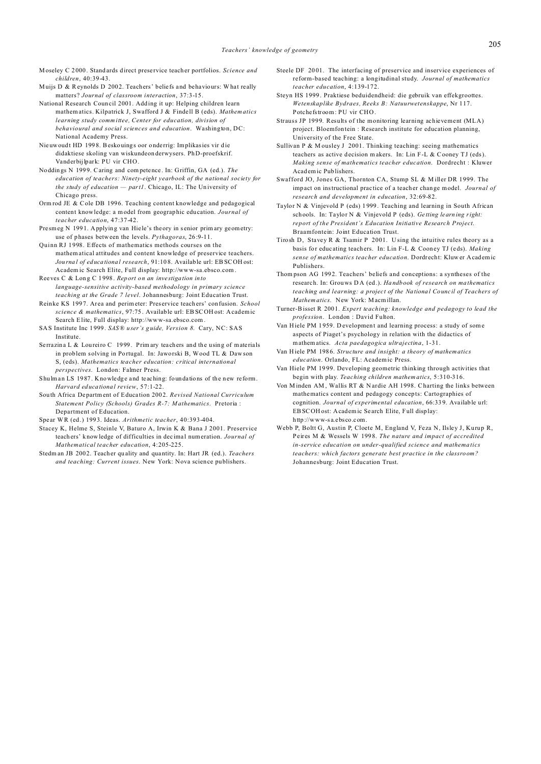Moseley C 2000. Standards direct preservice teacher portfolios. *Science and children*, 40:39-43.

Muijs D & Reynolds D 2002. Teachers' beliefs and behaviours: What really matters? *Journal of classroom interaction*, 37:3-15.

National Research Council 2001. Adding it up: Helping children learn mathematics. Kilpatrick J, Swafford J & Findell B (eds). *Mathematics learning study committee, Center for education, division of behavioural and social sciences and education*. Washington, DC: National Academy Press.

Nieuwoudt HD 1998. Beskouings oor onderrig: Implikasies vir die didaktiese skoling van wiskundeonderwysers. PhD-proefskrif. Vanderbijlpark: PU vir CHO.

Noddings N 1999. Caring and competence. In: Griffin, GA (ed.). *The education of teachers: Ninety-eight yearbook of the national society for the study of education — part1*. Chicago, IL: The University of Chicago press.

Ormrod JE & Cole DB 1996. Teaching content knowledge and pedagogical content knowledge: a model from geographic education. *Journal of teacher education*, 47:37-42.

Presmeg N 1991. Applying van Hiele's theory in senior primary geometry: use of phases between the levels. *Pythagoras*, 26:9-11.

Quinn RJ 1998. Effects of mathematics methods courses on the mathematical attitudes and content knowledge of preservice teachers. *Journal of educational research*, 91:108. Available url: EBSCOHost: Academic Search Elite, Full display: http://www-sa.ebsco.com.

Reeves C & Long C 1998. *Report on an investigation into language-sensitive activity-based methodology in primary science teaching at the Grade 7 level*. Johannesburg: Joint Education Trust.

Reinke KS 1997. Area and perimeter: Preservice teachers' confusion. *School science & mathematics*, 97:75. Available url: EBSCOHost: Academic Search Elite, Full display: http://www-sa.ebsco.com.

SAS Institute Inc 1999. *SAS® user's guide, Version 8.* Cary, NC: SAS Institute.

Serrazina L & Loureiro C 1999. Primary teachers and the using of materials in problem solving in Portugal. In: Jaworski B, Wood TL & Dawson S, (eds). *Mathematics teacher education: critical international perspectives.* London: Falmer Press.

Shulman LS 1987. Knowledge and teaching: foundations of the new reform. *Harvard educational review*, 57:1-22.

South Africa Department of Education 2002. *Revised National Curriculum Statement Policy (Schools) Grades R-7: Mathematics.* Pretoria : Department of Education.

Spear WR (ed.) 1993. Ideas. *Arithmetic teacher*, 40:393-404.

Stacey K, Helme S, Steinle V, Baturo A, Irwin K & Bana J 2001. Preservice teachers' knowledge of difficulties in decimal numeration. *Journal of Mathematical teacher education*, 4:205-225.

Stedman JB 2002. Teacher quality and quantity. In: Hart JR (ed.). *Teachers and teaching: Current issues.* New York: Nova science publishers.

Steele DF 2001. The interfacing of preservice and inservice experiences of reform-based teaching: a longitudinal study. *Journal of mathematics teacher education*, 4:139-172.

Steyn HS 1999. Praktiese beduidendheid: die gebruik van effekgroottes. *Wetenskaplike Bydraes, Reeks B: Natuurwetenskappe*, Nr 117. Potchefstroom: PU vir CHO.

Strauss JP 1999. Results of the monitoring learning achievement (MLA) project. Bloemfontein : Research institute for education planning, University of the Free State.

Sullivan P & Mousley J 2001. Thinking teaching: seeing mathematics teachers as active decision makers. In: Lin F-L & Cooney TJ (eds). *Making sense of mathematics teacher education.* Dordrecht : Kluwer Academic Publishers.

Swafford JO, Jones GA, Thornton CA, Stump SL & Miller DR 1999. The impact on instructional practice of a teacher change model. *Journal of research and development in education*, 32:69-82.

Taylor N & Vinjevold P (eds) 1999. Teaching and learning in South African schools. In: Taylor N & Vinjevold P (eds). *Getting learning right: report of the President's Education Initiative Research Project.* Braamfontein: Joint Education Trust.

Tirosh D, Stavey R & Tsamir P 2001. Using the intuitive rules theory as a basis for educating teachers. In: Lin F-L & Cooney TJ (eds). *Making sense of mathematics teacher education.* Dordrecht: Kluwer Academic Publishers.

Thompson AG 1992. Teachers' beliefs and conceptions: a syntheses of the research. In: Grouws DA (ed.). *Handbook of research on mathematics teaching and learning: a project of the National Council of Teachers of Mathematics.* New York: Macmillan.

Turner-Bisset R 2001. *Expert teaching: knowledge and pedagogy to lead the profession*. London : David Fulton.

Van Hiele PM 1959. Development and learning process: a study of some aspects of Piaget's psychology in relation with the didactics of mathematics. *Acta paedagogica ultrajectina*, 1-31.

Van Hiele PM 1986. *Structure and insight: a theory of mathematics education*. Orlando, FL: Academic Press.

Van Hiele PM 1999. Developing geometric thinking through activities that begin with play. *Teaching children mathematics*, 5:310-316.

Von Minden AM, Wallis RT & Nardie AH 1998. Charting the links between mathematics content and pedagogy concepts: Cartographies of cognition. *Journal of experimental education*, 66:339. Available url: EBSCOHost: Academic Search Elite, Full display: http://www-sa.ebsco.com.

Webb P, Boltt G, Austin P, Cloete M, England V, Feza N, Ilsley J, Kurup R, Peires M & Wessels W 1998. *The nature and impact of accredited in-service education on under-qualified science and mathematics teachers: which factors generate best practice in the classroom?* Johannesburg: Joint Education Trust.